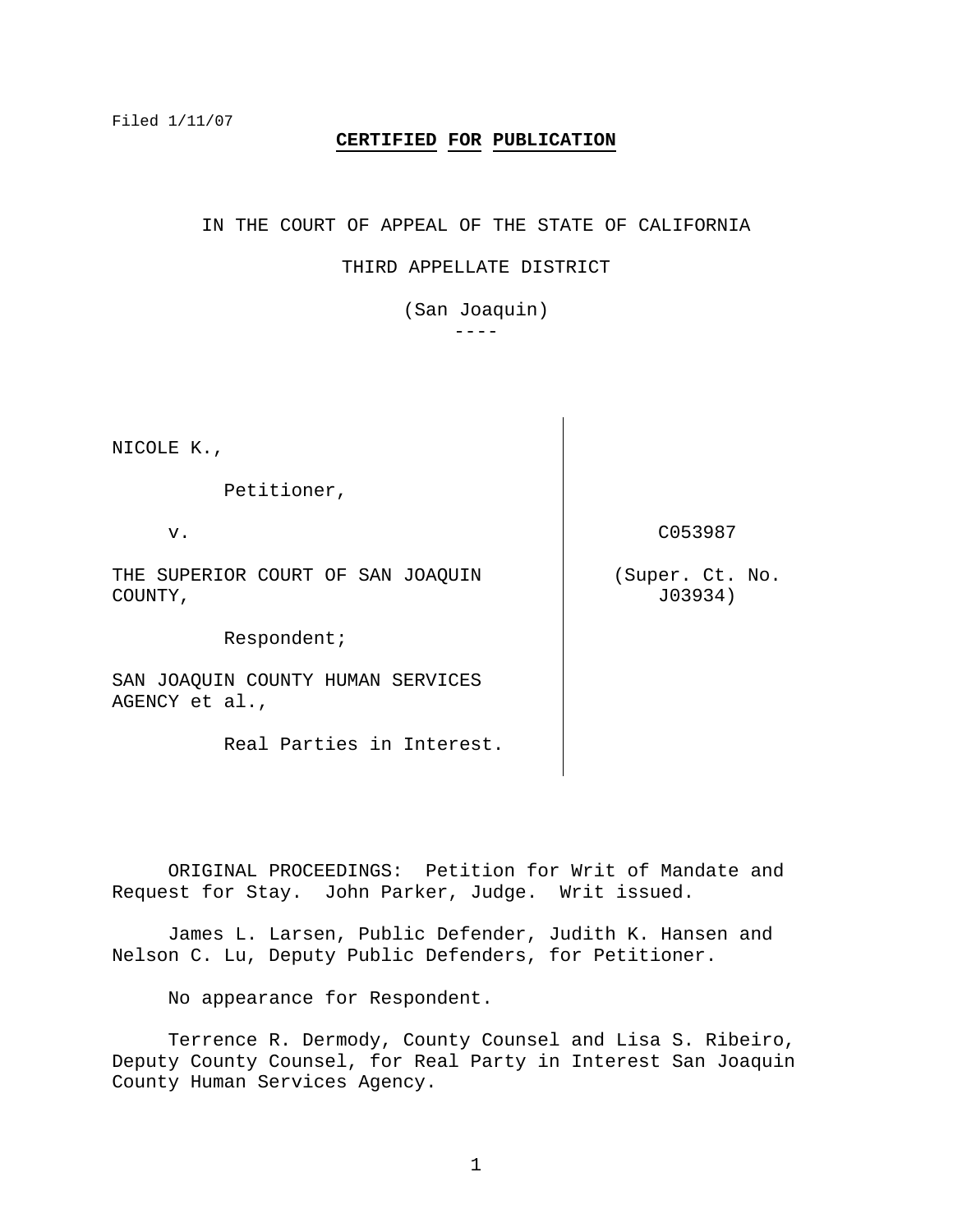Filed 1/11/07

**CERTIFIED FOR PUBLICATION**

IN THE COURT OF APPEAL OF THE STATE OF CALIFORNIA

THIRD APPELLATE DISTRICT

(San Joaquin)

----

| | |
|---|---|
| NICOLE K.,<br><br>Petitioner,<br><br>v.<br><br>THE SUPERIOR COURT OF SAN JOAQUIN COUNTY,<br><br>Respondent;<br><br>SAN JOAQUIN COUNTY HUMAN SERVICES AGENCY et al.,<br><br>Real Parties in Interest. | C053987<br><br>(Super. Ct. No. J03934) |

ORIGINAL PROCEEDINGS: Petition for Writ of Mandate and Request for Stay. John Parker, Judge. Writ issued.

James L. Larsen, Public Defender, Judith K. Hansen and Nelson C. Lu, Deputy Public Defenders, for Petitioner.

No appearance for Respondent.

Terrence R. Dermody, County Counsel and Lisa S. Ribeiro, Deputy County Counsel, for Real Party in Interest San Joaquin County Human Services Agency.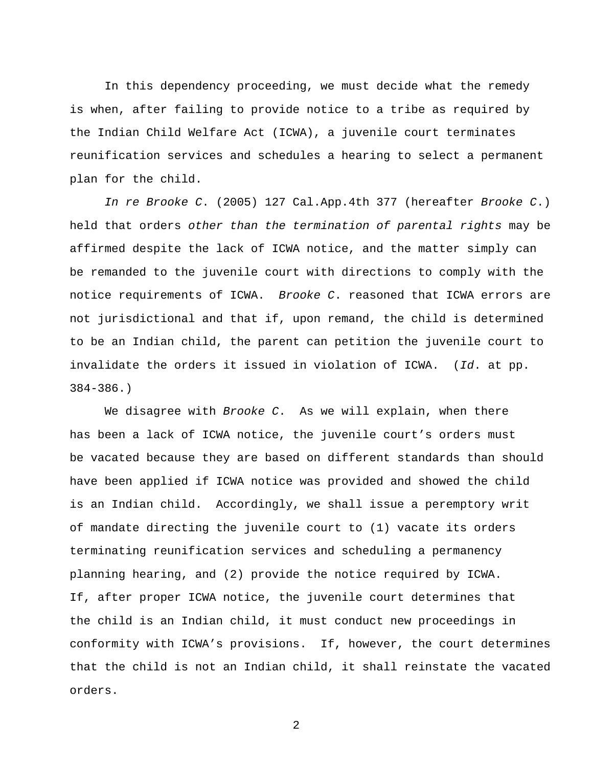In this dependency proceeding, we must decide what the remedy is when, after failing to provide notice to a tribe as required by the Indian Child Welfare Act (ICWA), a juvenile court terminates reunification services and schedules a hearing to select a permanent plan for the child.

*In re Brooke C.* (2005) 127 Cal.App.4th 377 (hereafter *Brooke C.*) held that orders *other than the termination of parental rights* may be affirmed despite the lack of ICWA notice, and the matter simply can be remanded to the juvenile court with directions to comply with the notice requirements of ICWA. *Brooke C.* reasoned that ICWA errors are not jurisdictional and that if, upon remand, the child is determined to be an Indian child, the parent can petition the juvenile court to invalidate the orders it issued in violation of ICWA. (*Id.* at pp. 384-386.)

We disagree with *Brooke C.* As we will explain, when there has been a lack of ICWA notice, the juvenile court's orders must be vacated because they are based on different standards than should have been applied if ICWA notice was provided and showed the child is an Indian child. Accordingly, we shall issue a peremptory writ of mandate directing the juvenile court to (1) vacate its orders terminating reunification services and scheduling a permanency planning hearing, and (2) provide the notice required by ICWA. If, after proper ICWA notice, the juvenile court determines that the child is an Indian child, it must conduct new proceedings in conformity with ICWA's provisions. If, however, the court determines that the child is not an Indian child, it shall reinstate the vacated orders.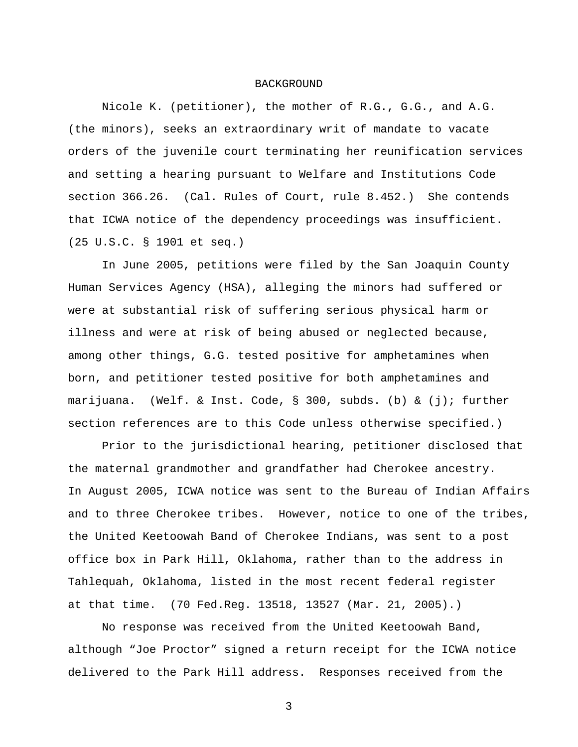## BACKGROUND

Nicole K. (petitioner), the mother of R.G., G.G., and A.G. (the minors), seeks an extraordinary writ of mandate to vacate orders of the juvenile court terminating her reunification services and setting a hearing pursuant to Welfare and Institutions Code section 366.26. (Cal. Rules of Court, rule 8.452.) She contends that ICWA notice of the dependency proceedings was insufficient. (25 U.S.C. § 1901 et seq.)

In June 2005, petitions were filed by the San Joaquin County Human Services Agency (HSA), alleging the minors had suffered or were at substantial risk of suffering serious physical harm or illness and were at risk of being abused or neglected because, among other things, G.G. tested positive for amphetamines when born, and petitioner tested positive for both amphetamines and marijuana. (Welf. & Inst. Code, § 300, subds. (b) & (j); further section references are to this Code unless otherwise specified.)

Prior to the jurisdictional hearing, petitioner disclosed that the maternal grandmother and grandfather had Cherokee ancestry. In August 2005, ICWA notice was sent to the Bureau of Indian Affairs and to three Cherokee tribes. However, notice to one of the tribes, the United Keetoowah Band of Cherokee Indians, was sent to a post office box in Park Hill, Oklahoma, rather than to the address in Tahlequah, Oklahoma, listed in the most recent federal register at that time. (70 Fed.Reg. 13518, 13527 (Mar. 21, 2005).)

No response was received from the United Keetoowah Band, although "Joe Proctor" signed a return receipt for the ICWA notice delivered to the Park Hill address. Responses received from the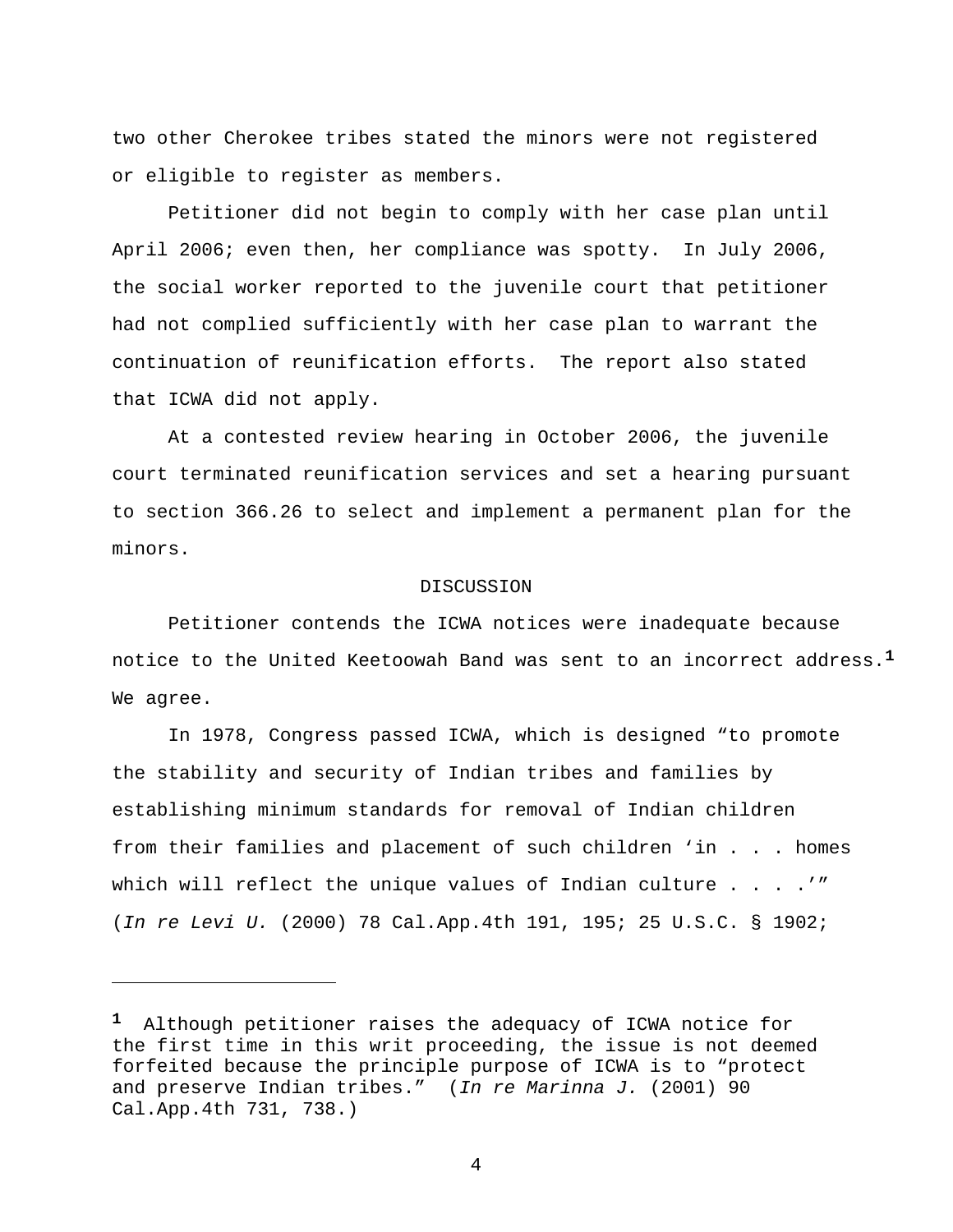two other Cherokee tribes stated the minors were not registered or eligible to register as members.

Petitioner did not begin to comply with her case plan until April 2006; even then, her compliance was spotty. In July 2006, the social worker reported to the juvenile court that petitioner had not complied sufficiently with her case plan to warrant the continuation of reunification efforts. The report also stated that ICWA did not apply.

At a contested review hearing in October 2006, the juvenile court terminated reunification services and set a hearing pursuant to section 366.26 to select and implement a permanent plan for the minors.

## DISCUSSION

Petitioner contends the ICWA notices were inadequate because notice to the United Keetoowah Band was sent to an incorrect address.[1] We agree.

In 1978, Congress passed ICWA, which is designed "to promote the stability and security of Indian tribes and families by establishing minimum standards for removal of Indian children from their families and placement of such children 'in . . . homes which will reflect the unique values of Indian culture . . . .'" (*In re Levi U.* (2000) 78 Cal.App.4th 191, 195; 25 U.S.C. § 1902;

---

[1] Although petitioner raises the adequacy of ICWA notice for the first time in this writ proceeding, the issue is not deemed forfeited because the principle purpose of ICWA is to "protect and preserve Indian tribes." (*In re Marinna J.* (2001) 90 Cal.App.4th 731, 738.)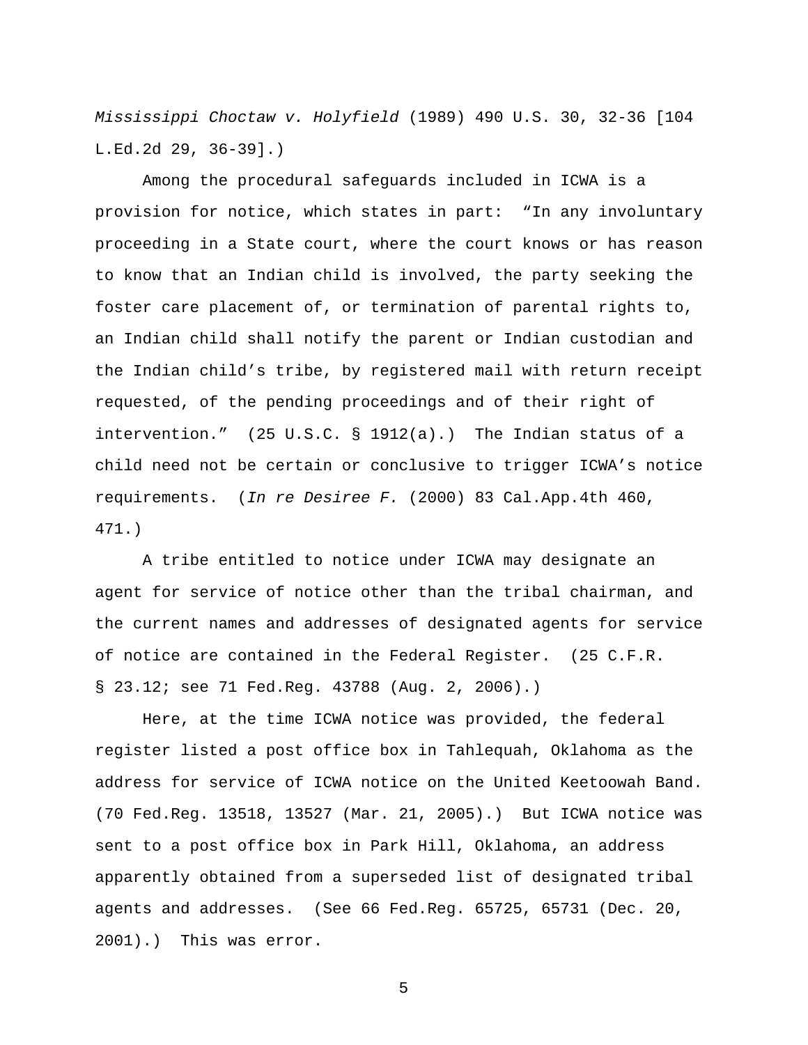*Mississippi Choctaw v. Holyfield* (1989) 490 U.S. 30, 32-36 [104 L.Ed.2d 29, 36-39].)

Among the procedural safeguards included in ICWA is a provision for notice, which states in part: "In any involuntary proceeding in a State court, where the court knows or has reason to know that an Indian child is involved, the party seeking the foster care placement of, or termination of parental rights to, an Indian child shall notify the parent or Indian custodian and the Indian child's tribe, by registered mail with return receipt requested, of the pending proceedings and of their right of intervention." (25 U.S.C. § 1912(a).) The Indian status of a child need not be certain or conclusive to trigger ICWA's notice requirements. (*In re Desiree F.* (2000) 83 Cal.App.4th 460, 471.)

A tribe entitled to notice under ICWA may designate an agent for service of notice other than the tribal chairman, and the current names and addresses of designated agents for service of notice are contained in the Federal Register. (25 C.F.R. § 23.12; see 71 Fed.Reg. 43788 (Aug. 2, 2006).)

Here, at the time ICWA notice was provided, the federal register listed a post office box in Tahlequah, Oklahoma as the address for service of ICWA notice on the United Keetoowah Band. (70 Fed.Reg. 13518, 13527 (Mar. 21, 2005).) But ICWA notice was sent to a post office box in Park Hill, Oklahoma, an address apparently obtained from a superseded list of designated tribal agents and addresses. (See 66 Fed.Reg. 65725, 65731 (Dec. 20, 2001).) This was error.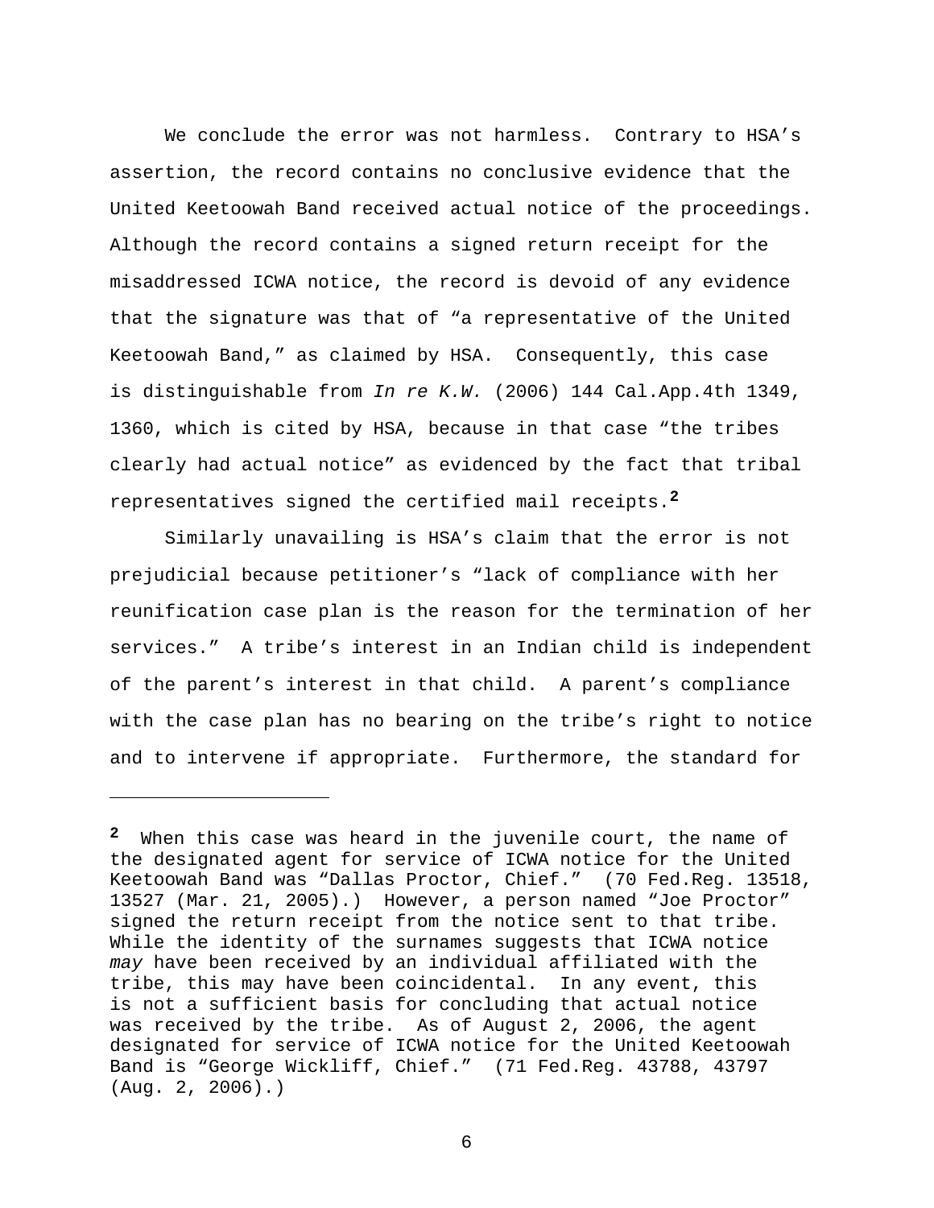We conclude the error was not harmless. Contrary to HSA's assertion, the record contains no conclusive evidence that the United Keetoowah Band received actual notice of the proceedings. Although the record contains a signed return receipt for the misaddressed ICWA notice, the record is devoid of any evidence that the signature was that of "a representative of the United Keetoowah Band," as claimed by HSA. Consequently, this case is distinguishable from *In re K.W.* (2006) 144 Cal.App.4th 1349, 1360, which is cited by HSA, because in that case "the tribes clearly had actual notice" as evidenced by the fact that tribal representatives signed the certified mail receipts.[2]

Similarly unavailing is HSA's claim that the error is not prejudicial because petitioner's "lack of compliance with her reunification case plan is the reason for the termination of her services." A tribe's interest in an Indian child is independent of the parent's interest in that child. A parent's compliance with the case plan has no bearing on the tribe's right to notice and to intervene if appropriate. Furthermore, the standard for

---

[2] When this case was heard in the juvenile court, the name of the designated agent for service of ICWA notice for the United Keetoowah Band was "Dallas Proctor, Chief." (70 Fed.Reg. 13518, 13527 (Mar. 21, 2005).) However, a person named "Joe Proctor" signed the return receipt from the notice sent to that tribe. While the identity of the surnames suggests that ICWA notice *may* have been received by an individual affiliated with the tribe, this may have been coincidental. In any event, this is not a sufficient basis for concluding that actual notice was received by the tribe. As of August 2, 2006, the agent designated for service of ICWA notice for the United Keetoowah Band is "George Wickliff, Chief." (71 Fed.Reg. 43788, 43797 (Aug. 2, 2006).)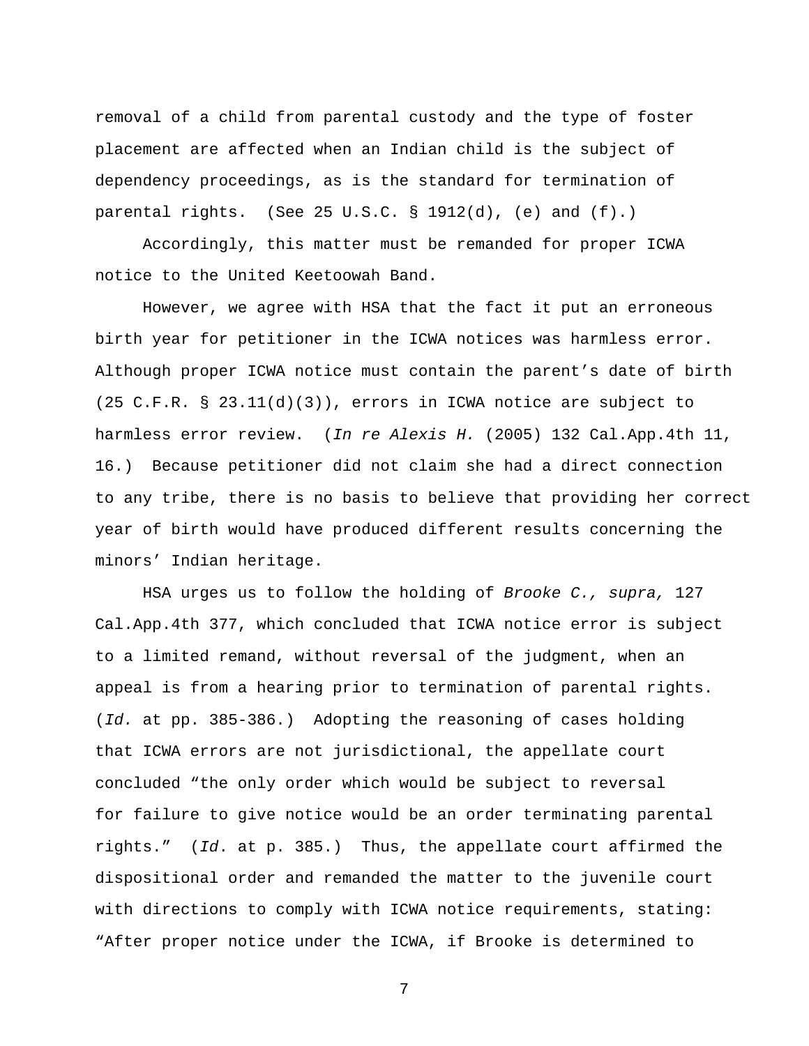removal of a child from parental custody and the type of foster placement are affected when an Indian child is the subject of dependency proceedings, as is the standard for termination of parental rights. (See 25 U.S.C. § 1912(d), (e) and (f).)

Accordingly, this matter must be remanded for proper ICWA notice to the United Keetoowah Band.

However, we agree with HSA that the fact it put an erroneous birth year for petitioner in the ICWA notices was harmless error. Although proper ICWA notice must contain the parent's date of birth (25 C.F.R. § 23.11(d)(3)), errors in ICWA notice are subject to harmless error review. (*In re Alexis H.* (2005) 132 Cal.App.4th 11, 16.) Because petitioner did not claim she had a direct connection to any tribe, there is no basis to believe that providing her correct year of birth would have produced different results concerning the minors' Indian heritage.

HSA urges us to follow the holding of *Brooke C., supra,* 127 Cal.App.4th 377, which concluded that ICWA notice error is subject to a limited remand, without reversal of the judgment, when an appeal is from a hearing prior to termination of parental rights. (*Id.* at pp. 385-386.) Adopting the reasoning of cases holding that ICWA errors are not jurisdictional, the appellate court concluded "the only order which would be subject to reversal for failure to give notice would be an order terminating parental rights." (*Id*. at p. 385.) Thus, the appellate court affirmed the dispositional order and remanded the matter to the juvenile court with directions to comply with ICWA notice requirements, stating: "After proper notice under the ICWA, if Brooke is determined to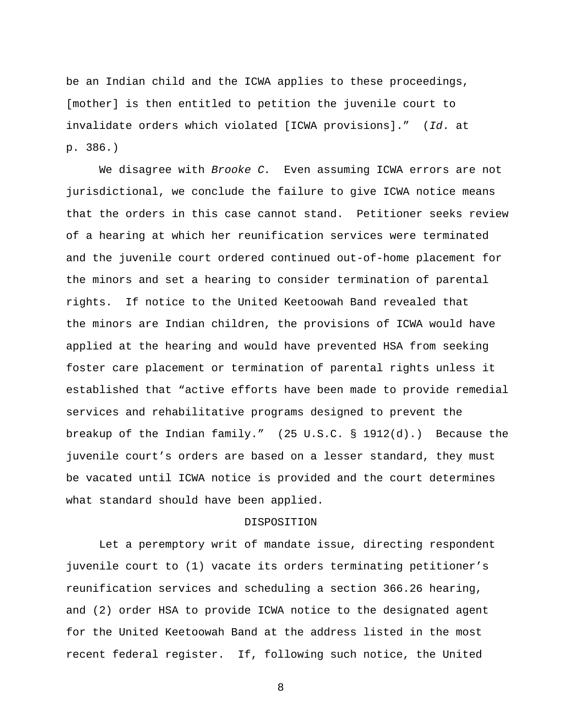be an Indian child and the ICWA applies to these proceedings, [mother] is then entitled to petition the juvenile court to invalidate orders which violated [ICWA provisions].” (*Id*. at p. 386.)

We disagree with *Brooke C.* Even assuming ICWA errors are not jurisdictional, we conclude the failure to give ICWA notice means that the orders in this case cannot stand. Petitioner seeks review of a hearing at which her reunification services were terminated and the juvenile court ordered continued out-of-home placement for the minors and set a hearing to consider termination of parental rights. If notice to the United Keetoowah Band revealed that the minors are Indian children, the provisions of ICWA would have applied at the hearing and would have prevented HSA from seeking foster care placement or termination of parental rights unless it established that “active efforts have been made to provide remedial services and rehabilitative programs designed to prevent the breakup of the Indian family.” (25 U.S.C. § 1912(d).) Because the juvenile court’s orders are based on a lesser standard, they must be vacated until ICWA notice is provided and the court determines what standard should have been applied.

DISPOSITION

Let a peremptory writ of mandate issue, directing respondent juvenile court to (1) vacate its orders terminating petitioner’s reunification services and scheduling a section 366.26 hearing, and (2) order HSA to provide ICWA notice to the designated agent for the United Keetoowah Band at the address listed in the most recent federal register. If, following such notice, the United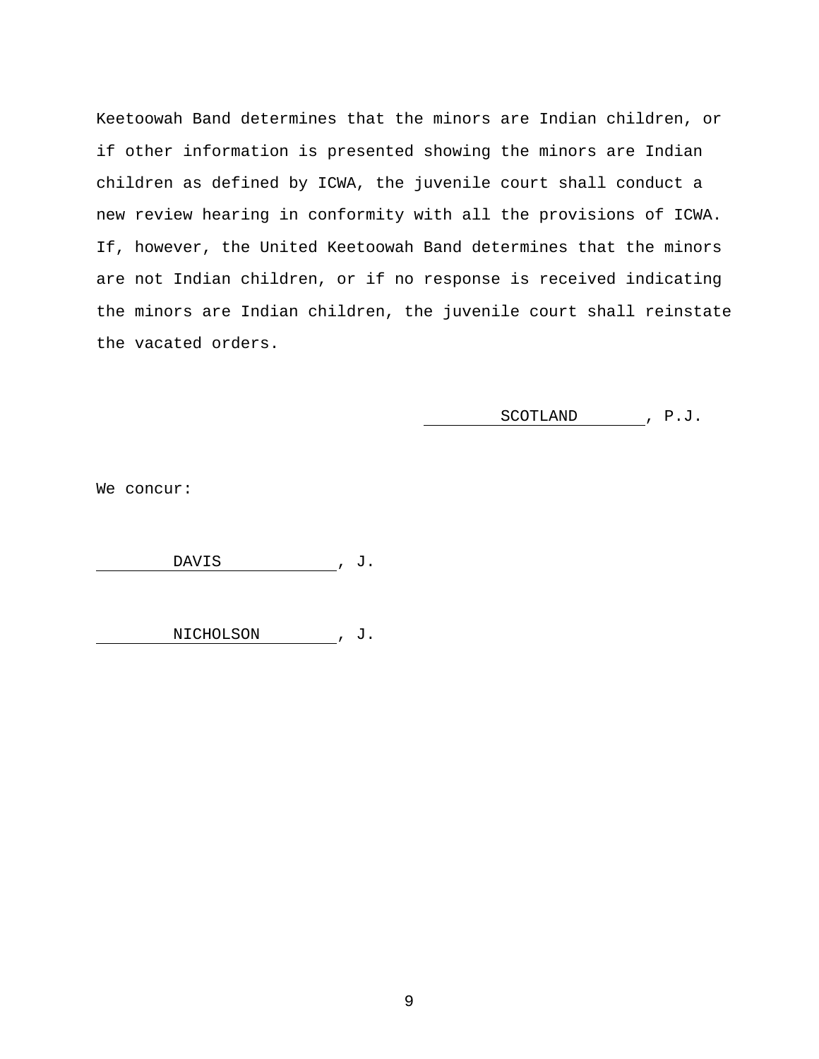Keetoowah Band determines that the minors are Indian children, or if other information is presented showing the minors are Indian children as defined by ICWA, the juvenile court shall conduct a new review hearing in conformity with all the provisions of ICWA. If, however, the United Keetoowah Band determines that the minors are not Indian children, or if no response is received indicating the minors are Indian children, the juvenile court shall reinstate the vacated orders.

SCOTLAND, P.J.

We concur:

DAVIS, J.

NICHOLSON, J.